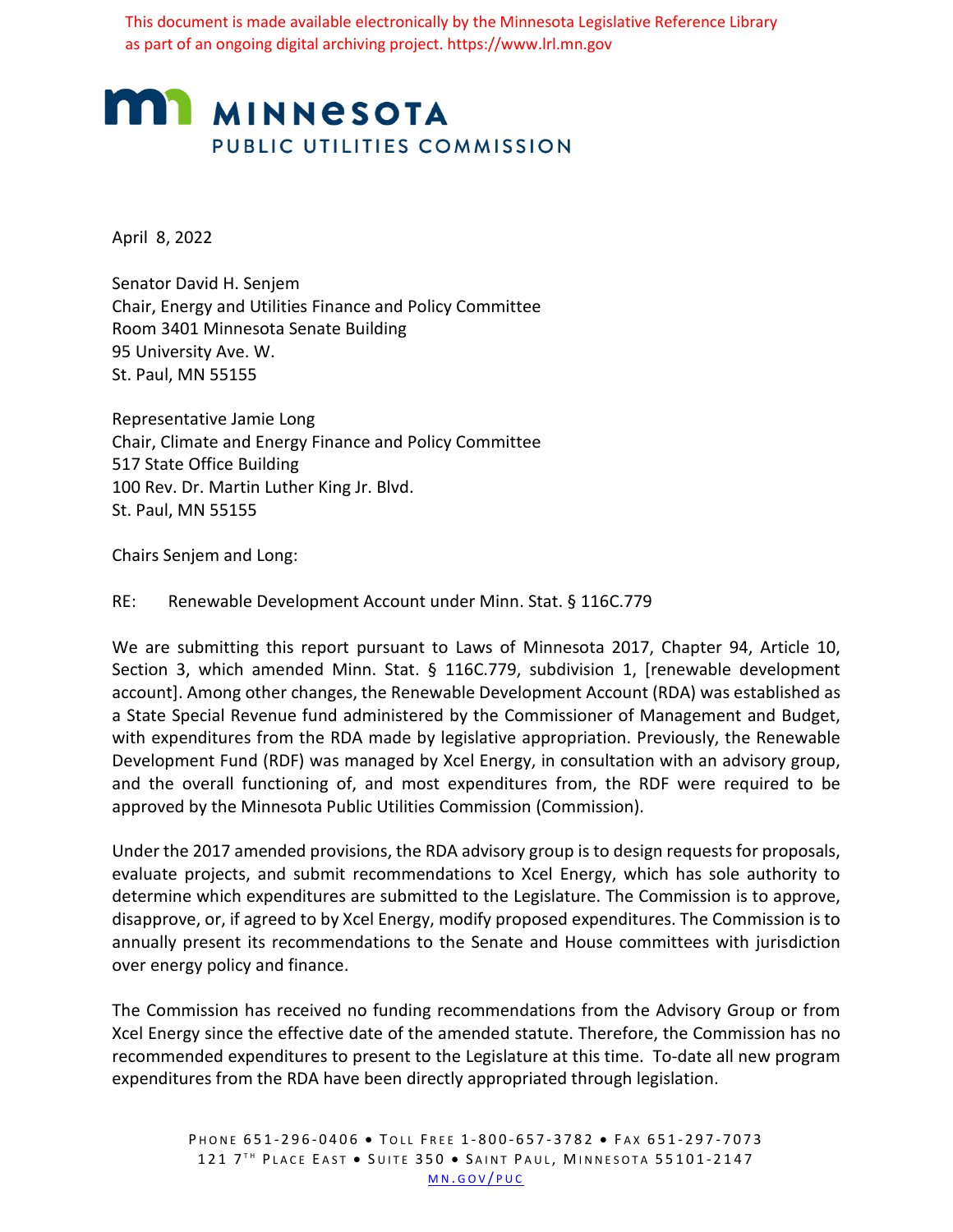This document is made available electronically by the Minnesota Legislative Reference Library as part of an ongoing digital archiving project. https://www.lrl.mn.gov

# MINNESOTA PUBLIC UTILITIES COMMISSION

April 8, 2022

Senator David H. Senjem
Chair, Energy and Utilities Finance and Policy Committee
Room 3401 Minnesota Senate Building
95 University Ave. W.
St. Paul, MN 55155

Representative Jamie Long
Chair, Climate and Energy Finance and Policy Committee
517 State Office Building
100 Rev. Dr. Martin Luther King Jr. Blvd.
St. Paul, MN 55155

Chairs Senjem and Long:

RE: Renewable Development Account under Minn. Stat. § 116C.779

We are submitting this report pursuant to Laws of Minnesota 2017, Chapter 94, Article 10, Section 3, which amended Minn. Stat. § 116C.779, subdivision 1, [renewable development account]. Among other changes, the Renewable Development Account (RDA) was established as a State Special Revenue fund administered by the Commissioner of Management and Budget, with expenditures from the RDA made by legislative appropriation. Previously, the Renewable Development Fund (RDF) was managed by Xcel Energy, in consultation with an advisory group, and the overall functioning of, and most expenditures from, the RDF were required to be approved by the Minnesota Public Utilities Commission (Commission).

Under the 2017 amended provisions, the RDA advisory group is to design requests for proposals, evaluate projects, and submit recommendations to Xcel Energy, which has sole authority to determine which expenditures are submitted to the Legislature. The Commission is to approve, disapprove, or, if agreed to by Xcel Energy, modify proposed expenditures. The Commission is to annually present its recommendations to the Senate and House committees with jurisdiction over energy policy and finance.

The Commission has received no funding recommendations from the Advisory Group or from Xcel Energy since the effective date of the amended statute. Therefore, the Commission has no recommended expenditures to present to the Legislature at this time. To-date all new program expenditures from the RDA have been directly appropriated through legislation.

PHONE 651-296-0406 • TOLL FREE 1-800-657-3782 • FAX 651-297-7073
121 7TH PLACE EAST • SUITE 350 • SAINT PAUL, MINNESOTA 55101-2147
MN.GOV/PUC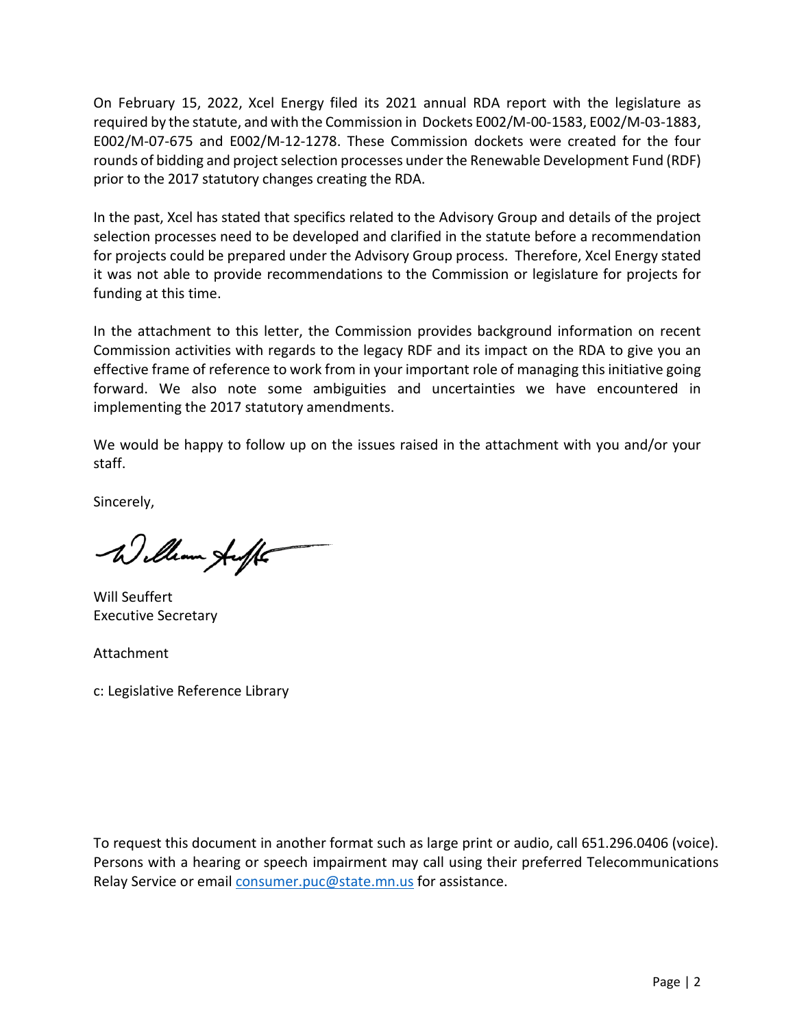On February 15, 2022, Xcel Energy filed its 2021 annual RDA report with the legislature as required by the statute, and with the Commission in Dockets E002/M-00-1583, E002/M-03-1883, E002/M-07-675 and E002/M-12-1278. These Commission dockets were created for the four rounds of bidding and project selection processes under the Renewable Development Fund (RDF) prior to the 2017 statutory changes creating the RDA.

In the past, Xcel has stated that specifics related to the Advisory Group and details of the project selection processes need to be developed and clarified in the statute before a recommendation for projects could be prepared under the Advisory Group process. Therefore, Xcel Energy stated it was not able to provide recommendations to the Commission or legislature for projects for funding at this time.

In the attachment to this letter, the Commission provides background information on recent Commission activities with regards to the legacy RDF and its impact on the RDA to give you an effective frame of reference to work from in your important role of managing this initiative going forward. We also note some ambiguities and uncertainties we have encountered in implementing the 2017 statutory amendments.

We would be happy to follow up on the issues raised in the attachment with you and/or your staff.

Sincerely,

Will Seuffert
Executive Secretary

Attachment

c: Legislative Reference Library

To request this document in another format such as large print or audio, call 651.296.0406 (voice). Persons with a hearing or speech impairment may call using their preferred Telecommunications Relay Service or email consumer.puc@state.mn.us for assistance.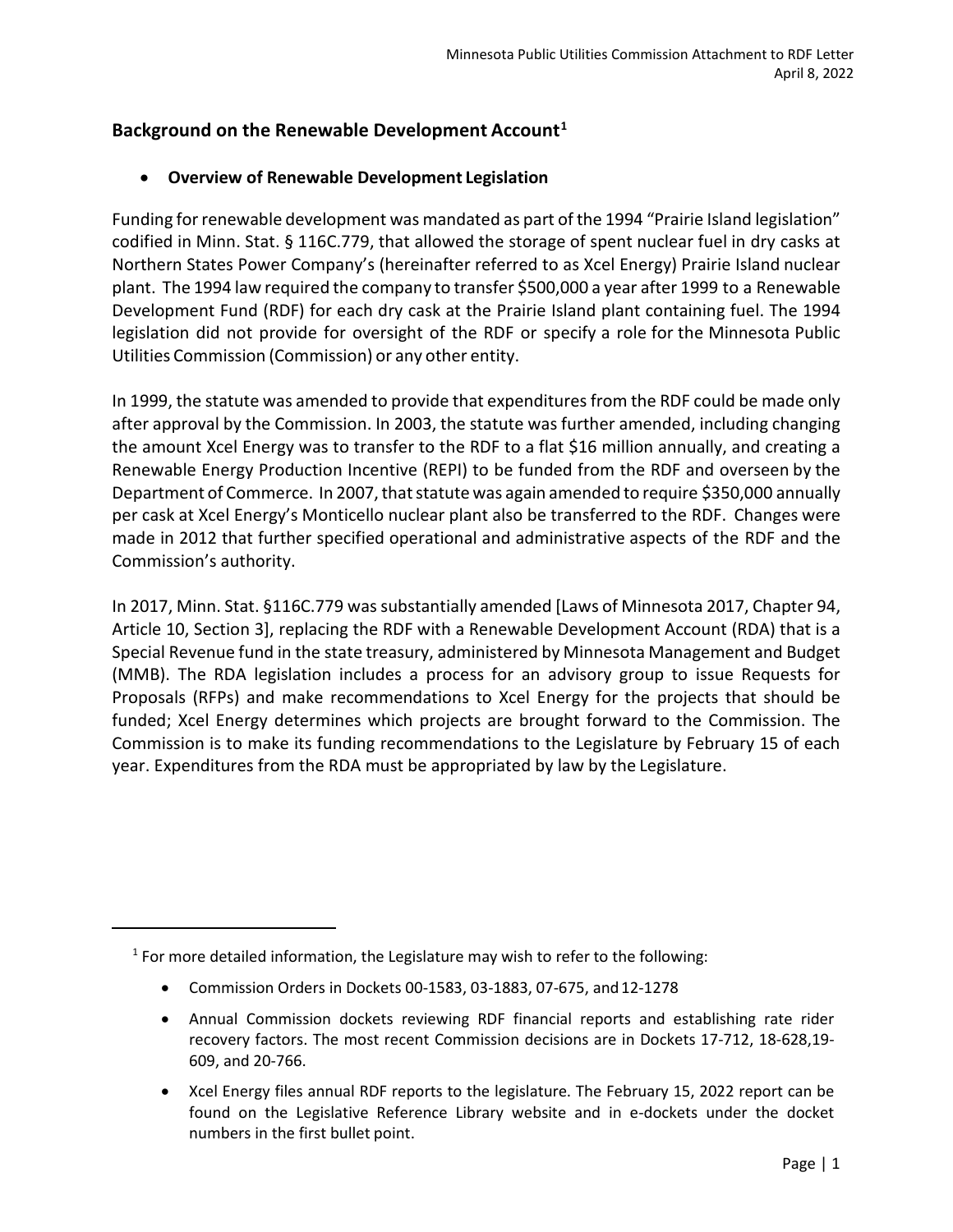## Background on the Renewable Development Account[1]

- **Overview of Renewable Development Legislation**

Funding for renewable development was mandated as part of the 1994 "Prairie Island legislation" codified in Minn. Stat. § 116C.779, that allowed the storage of spent nuclear fuel in dry casks at Northern States Power Company's (hereinafter referred to as Xcel Energy) Prairie Island nuclear plant. The 1994 law required the company to transfer $500,000 a year after 1999 to a Renewable Development Fund (RDF) for each dry cask at the Prairie Island plant containing fuel. The 1994 legislation did not provide for oversight of the RDF or specify a role for the Minnesota Public Utilities Commission (Commission) or any other entity.

In 1999, the statute was amended to provide that expenditures from the RDF could be made only after approval by the Commission. In 2003, the statute was further amended, including changing the amount Xcel Energy was to transfer to the RDF to a flat $16 million annually, and creating a Renewable Energy Production Incentive (REPI) to be funded from the RDF and overseen by the Department of Commerce. In 2007, that statute was again amended to require $350,000 annually per cask at Xcel Energy's Monticello nuclear plant also be transferred to the RDF. Changes were made in 2012 that further specified operational and administrative aspects of the RDF and the Commission's authority.

In 2017, Minn. Stat. §116C.779 was substantially amended [Laws of Minnesota 2017, Chapter 94, Article 10, Section 3], replacing the RDF with a Renewable Development Account (RDA) that is a Special Revenue fund in the state treasury, administered by Minnesota Management and Budget (MMB). The RDA legislation includes a process for an advisory group to issue Requests for Proposals (RFPs) and make recommendations to Xcel Energy for the projects that should be funded; Xcel Energy determines which projects are brought forward to the Commission. The Commission is to make its funding recommendations to the Legislature by February 15 of each year. Expenditures from the RDA must be appropriated by law by the Legislature.

---

[1] For more detailed information, the Legislature may wish to refer to the following:

- Commission Orders in Dockets 00-1583, 03-1883, 07-675, and 12-1278
- Annual Commission dockets reviewing RDF financial reports and establishing rate rider recovery factors. The most recent Commission decisions are in Dockets 17-712, 18-628,19-609, and 20-766.
- Xcel Energy files annual RDF reports to the legislature. The February 15, 2022 report can be found on the Legislative Reference Library website and in e-dockets under the docket numbers in the first bullet point.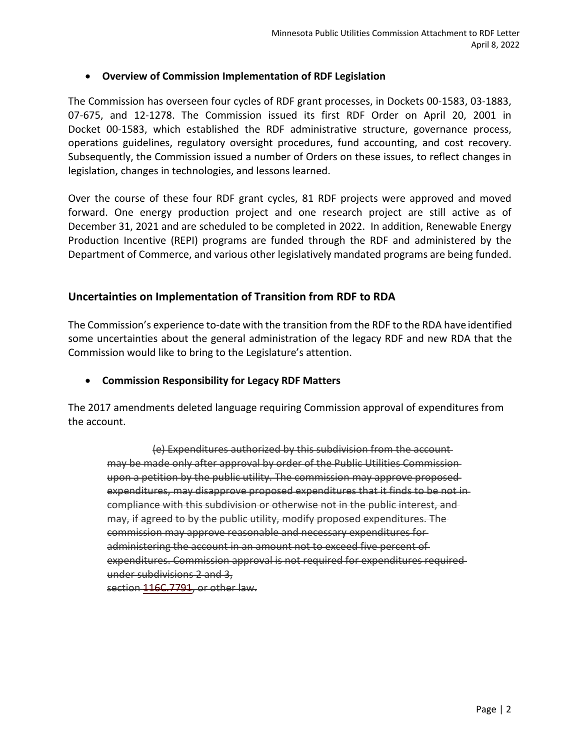- **Overview of Commission Implementation of RDF Legislation**

The Commission has overseen four cycles of RDF grant processes, in Dockets 00-1583, 03-1883, 07-675, and 12-1278. The Commission issued its first RDF Order on April 20, 2001 in Docket 00-1583, which established the RDF administrative structure, governance process, operations guidelines, regulatory oversight procedures, fund accounting, and cost recovery. Subsequently, the Commission issued a number of Orders on these issues, to reflect changes in legislation, changes in technologies, and lessons learned.

Over the course of these four RDF grant cycles, 81 RDF projects were approved and moved forward. One energy production project and one research project are still active as of December 31, 2021 and are scheduled to be completed in 2022. In addition, Renewable Energy Production Incentive (REPI) programs are funded through the RDF and administered by the Department of Commerce, and various other legislatively mandated programs are being funded.

## Uncertainties on Implementation of Transition from RDF to RDA

The Commission's experience to-date with the transition from the RDF to the RDA have identified some uncertainties about the general administration of the legacy RDF and new RDA that the Commission would like to bring to the Legislature's attention.

- **Commission Responsibility for Legacy RDF Matters**

The 2017 amendments deleted language requiring Commission approval of expenditures from the account.

> ~~(e) Expenditures authorized by this subdivision from the account may be made only after approval by order of the Public Utilities Commission upon a petition by the public utility. The commission may approve proposed expenditures, may disapprove proposed expenditures that it finds to be not in compliance with this subdivision or otherwise not in the public interest, and may, if agreed to by the public utility, modify proposed expenditures. The commission may approve reasonable and necessary expenditures for administering the account in an amount not to exceed five percent of expenditures. Commission approval is not required for expenditures required under subdivisions 2 and 3, section 116C.7791, or other law.~~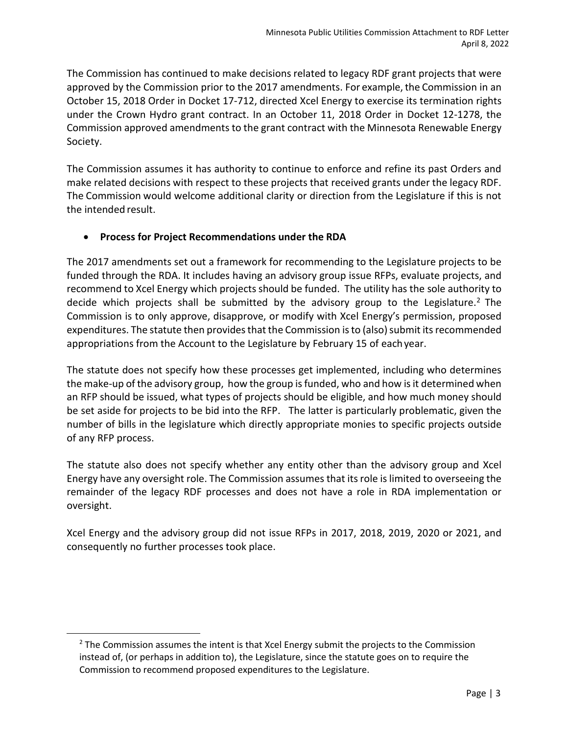The Commission has continued to make decisions related to legacy RDF grant projects that were approved by the Commission prior to the 2017 amendments. For example, the Commission in an October 15, 2018 Order in Docket 17-712, directed Xcel Energy to exercise its termination rights under the Crown Hydro grant contract. In an October 11, 2018 Order in Docket 12-1278, the Commission approved amendments to the grant contract with the Minnesota Renewable Energy Society.

The Commission assumes it has authority to continue to enforce and refine its past Orders and make related decisions with respect to these projects that received grants under the legacy RDF. The Commission would welcome additional clarity or direction from the Legislature if this is not the intended result.

- **Process for Project Recommendations under the RDA**

The 2017 amendments set out a framework for recommending to the Legislature projects to be funded through the RDA. It includes having an advisory group issue RFPs, evaluate projects, and recommend to Xcel Energy which projects should be funded. The utility has the sole authority to decide which projects shall be submitted by the advisory group to the Legislature.[2] The Commission is to only approve, disapprove, or modify with Xcel Energy's permission, proposed expenditures. The statute then provides that the Commission is to (also) submit its recommended appropriations from the Account to the Legislature by February 15 of each year.

The statute does not specify how these processes get implemented, including who determines the make-up of the advisory group, how the group is funded, who and how is it determined when an RFP should be issued, what types of projects should be eligible, and how much money should be set aside for projects to be bid into the RFP. The latter is particularly problematic, given the number of bills in the legislature which directly appropriate monies to specific projects outside of any RFP process.

The statute also does not specify whether any entity other than the advisory group and Xcel Energy have any oversight role. The Commission assumes that its role is limited to overseeing the remainder of the legacy RDF processes and does not have a role in RDA implementation or oversight.

Xcel Energy and the advisory group did not issue RFPs in 2017, 2018, 2019, 2020 or 2021, and consequently no further processes took place.

[2] The Commission assumes the intent is that Xcel Energy submit the projects to the Commission instead of, (or perhaps in addition to), the Legislature, since the statute goes on to require the Commission to recommend proposed expenditures to the Legislature.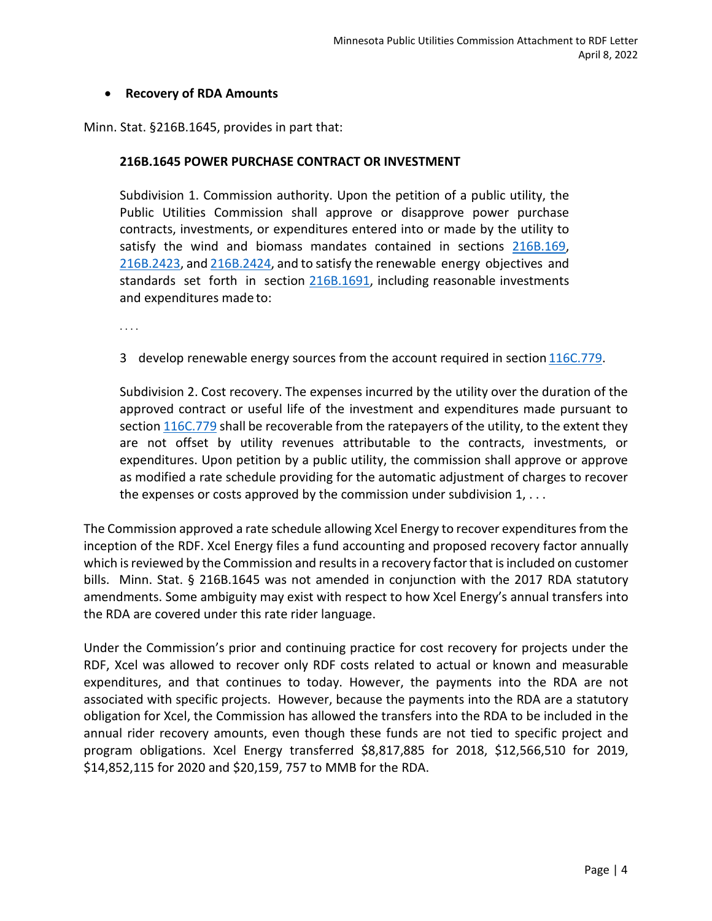- **Recovery of RDA Amounts**

Minn. Stat. §216B.1645, provides in part that:

> **216B.1645 POWER PURCHASE CONTRACT OR INVESTMENT**
>
> Subdivision 1. Commission authority. Upon the petition of a public utility, the Public Utilities Commission shall approve or disapprove power purchase contracts, investments, or expenditures entered into or made by the utility to satisfy the wind and biomass mandates contained in sections 216B.169, 216B.2423, and 216B.2424, and to satisfy the renewable energy objectives and standards set forth in section 216B.1691, including reasonable investments and expenditures made to:
>
> . . . .
>
> 3 develop renewable energy sources from the account required in section 116C.779.
>
> Subdivision 2. Cost recovery. The expenses incurred by the utility over the duration of the approved contract or useful life of the investment and expenditures made pursuant to section 116C.779 shall be recoverable from the ratepayers of the utility, to the extent they are not offset by utility revenues attributable to the contracts, investments, or expenditures. Upon petition by a public utility, the commission shall approve or approve as modified a rate schedule providing for the automatic adjustment of charges to recover the expenses or costs approved by the commission under subdivision 1, . . .

The Commission approved a rate schedule allowing Xcel Energy to recover expenditures from the inception of the RDF. Xcel Energy files a fund accounting and proposed recovery factor annually which is reviewed by the Commission and results in a recovery factor that is included on customer bills. Minn. Stat. § 216B.1645 was not amended in conjunction with the 2017 RDA statutory amendments. Some ambiguity may exist with respect to how Xcel Energy's annual transfers into the RDA are covered under this rate rider language.

Under the Commission's prior and continuing practice for cost recovery for projects under the RDF, Xcel was allowed to recover only RDF costs related to actual or known and measurable expenditures, and that continues to today. However, the payments into the RDA are not associated with specific projects. However, because the payments into the RDA are a statutory obligation for Xcel, the Commission has allowed the transfers into the RDA to be included in the annual rider recovery amounts, even though these funds are not tied to specific project and program obligations. Xcel Energy transferred $8,817,885 for 2018, $12,566,510 for 2019, $14,852,115 for 2020 and $20,159, 757 to MMB for the RDA.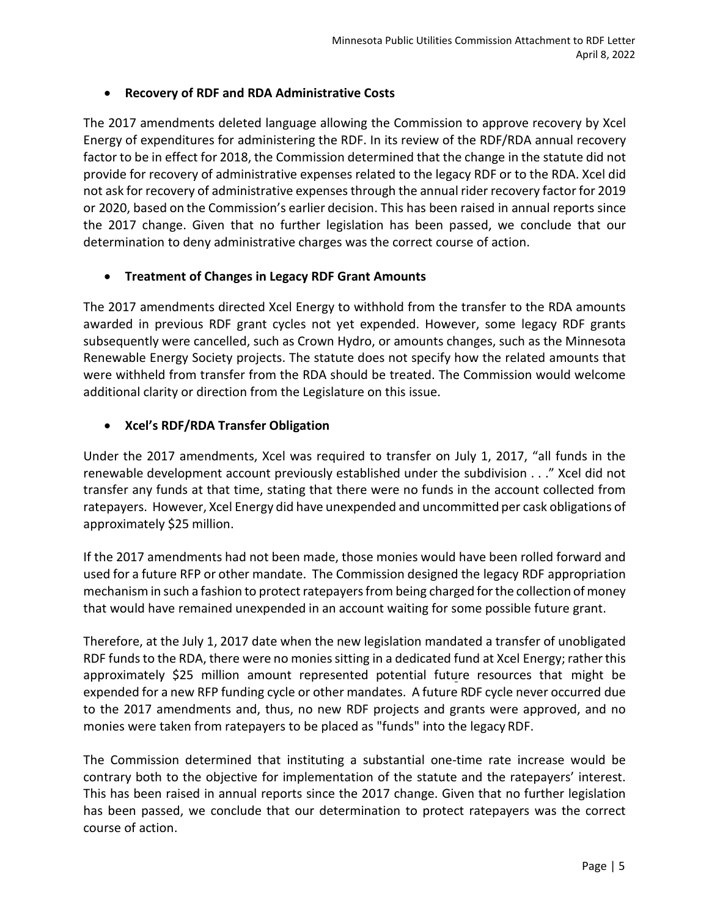- **Recovery of RDF and RDA Administrative Costs**

The 2017 amendments deleted language allowing the Commission to approve recovery by Xcel Energy of expenditures for administering the RDF. In its review of the RDF/RDA annual recovery factor to be in effect for 2018, the Commission determined that the change in the statute did not provide for recovery of administrative expenses related to the legacy RDF or to the RDA. Xcel did not ask for recovery of administrative expenses through the annual rider recovery factor for 2019 or 2020, based on the Commission's earlier decision. This has been raised in annual reports since the 2017 change. Given that no further legislation has been passed, we conclude that our determination to deny administrative charges was the correct course of action.

- **Treatment of Changes in Legacy RDF Grant Amounts**

The 2017 amendments directed Xcel Energy to withhold from the transfer to the RDA amounts awarded in previous RDF grant cycles not yet expended. However, some legacy RDF grants subsequently were cancelled, such as Crown Hydro, or amounts changes, such as the Minnesota Renewable Energy Society projects. The statute does not specify how the related amounts that were withheld from transfer from the RDA should be treated. The Commission would welcome additional clarity or direction from the Legislature on this issue.

- **Xcel's RDF/RDA Transfer Obligation**

Under the 2017 amendments, Xcel was required to transfer on July 1, 2017, "all funds in the renewable development account previously established under the subdivision . . ." Xcel did not transfer any funds at that time, stating that there were no funds in the account collected from ratepayers. However, Xcel Energy did have unexpended and uncommitted per cask obligations of approximately $25 million.

If the 2017 amendments had not been made, those monies would have been rolled forward and used for a future RFP or other mandate. The Commission designed the legacy RDF appropriation mechanism in such a fashion to protect ratepayers from being charged for the collection of money that would have remained unexpended in an account waiting for some possible future grant.

Therefore, at the July 1, 2017 date when the new legislation mandated a transfer of unobligated RDF funds to the RDA, there were no monies sitting in a dedicated fund at Xcel Energy; rather this approximately $25 million amount represented potential future resources that might be expended for a new RFP funding cycle or other mandates. A future RDF cycle never occurred due to the 2017 amendments and, thus, no new RDF projects and grants were approved, and no monies were taken from ratepayers to be placed as "funds" into the legacy RDF.

The Commission determined that instituting a substantial one-time rate increase would be contrary both to the objective for implementation of the statute and the ratepayers' interest. This has been raised in annual reports since the 2017 change. Given that no further legislation has been passed, we conclude that our determination to protect ratepayers was the correct course of action.